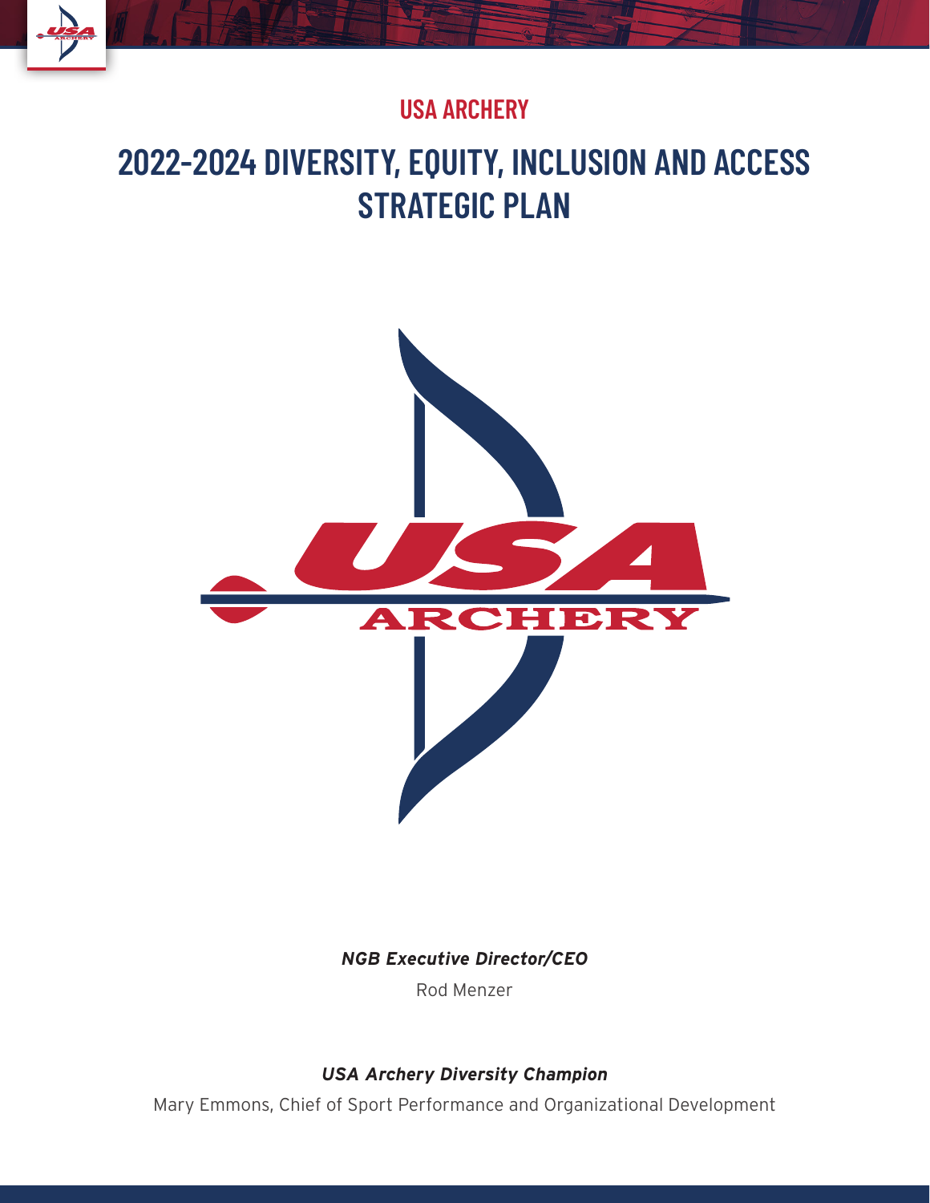USA ARCHERY

# 2022-2024 DIVERSITY, EQUITY, INCLUSION AND ACCESS STRATEGIC PLAN

***NGB Executive Director/CEO***

Rod Menzer

***USA Archery Diversity Champion***

Mary Emmons, Chief of Sport Performance and Organizational Development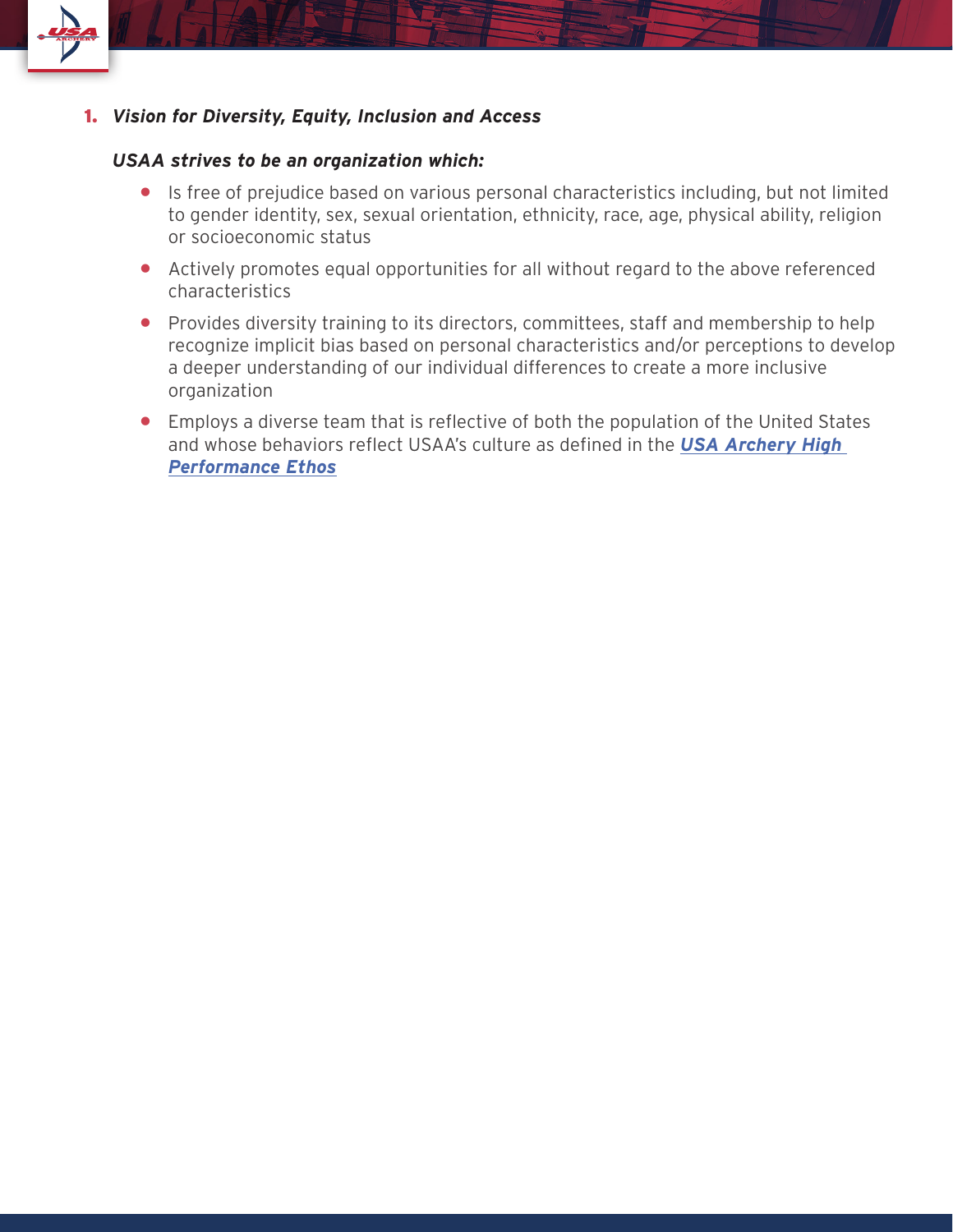1. ***Vision for Diversity, Equity, Inclusion and Access***

   ***USAA strives to be an organization which:***

   - Is free of prejudice based on various personal characteristics including, but not limited to gender identity, sex, sexual orientation, ethnicity, race, age, physical ability, religion or socioeconomic status
   - Actively promotes equal opportunities for all without regard to the above referenced characteristics
   - Provides diversity training to its directors, committees, staff and membership to help recognize implicit bias based on personal characteristics and/or perceptions to develop a deeper understanding of our individual differences to create a more inclusive organization
   - Employs a diverse team that is reflective of both the population of the United States and whose behaviors reflect USAA's culture as defined in the ***USA Archery High Performance Ethos***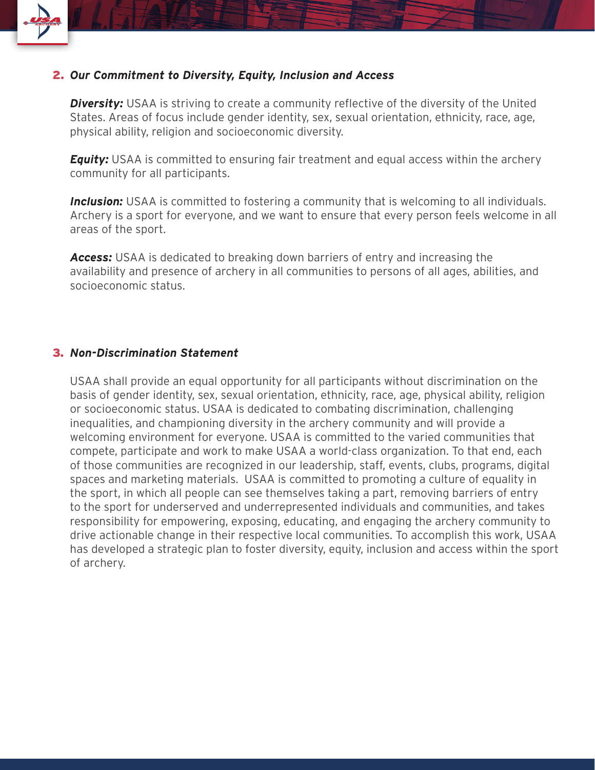## 2. *Our Commitment to Diversity, Equity, Inclusion and Access*

***Diversity:*** USAA is striving to create a community reflective of the diversity of the United States. Areas of focus include gender identity, sex, sexual orientation, ethnicity, race, age, physical ability, religion and socioeconomic diversity.

***Equity:*** USAA is committed to ensuring fair treatment and equal access within the archery community for all participants.

***Inclusion:*** USAA is committed to fostering a community that is welcoming to all individuals. Archery is a sport for everyone, and we want to ensure that every person feels welcome in all areas of the sport.

***Access:*** USAA is dedicated to breaking down barriers of entry and increasing the availability and presence of archery in all communities to persons of all ages, abilities, and socioeconomic status.

## 3. *Non-Discrimination Statement*

USAA shall provide an equal opportunity for all participants without discrimination on the basis of gender identity, sex, sexual orientation, ethnicity, race, age, physical ability, religion or socioeconomic status. USAA is dedicated to combating discrimination, challenging inequalities, and championing diversity in the archery community and will provide a welcoming environment for everyone. USAA is committed to the varied communities that compete, participate and work to make USAA a world-class organization. To that end, each of those communities are recognized in our leadership, staff, events, clubs, programs, digital spaces and marketing materials. USAA is committed to promoting a culture of equality in the sport, in which all people can see themselves taking a part, removing barriers of entry to the sport for underserved and underrepresented individuals and communities, and takes responsibility for empowering, exposing, educating, and engaging the archery community to drive actionable change in their respective local communities. To accomplish this work, USAA has developed a strategic plan to foster diversity, equity, inclusion and access within the sport of archery.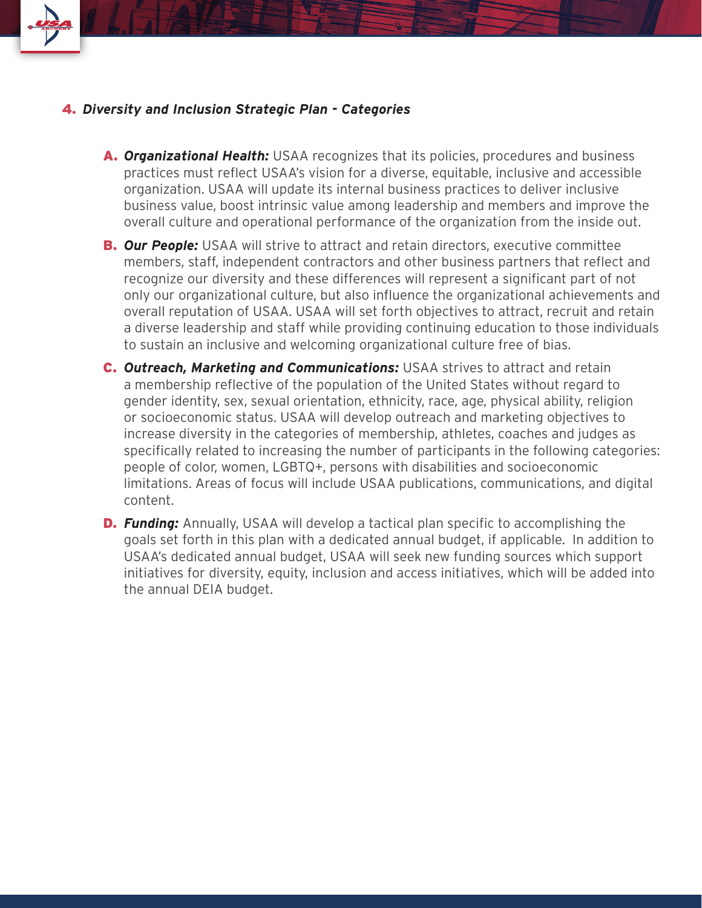## 4. *Diversity and Inclusion Strategic Plan - Categories*

A. ***Organizational Health:*** USAA recognizes that its policies, procedures and business practices must reflect USAA's vision for a diverse, equitable, inclusive and accessible organization. USAA will update its internal business practices to deliver inclusive business value, boost intrinsic value among leadership and members and improve the overall culture and operational performance of the organization from the inside out.

B. ***Our People:*** USAA will strive to attract and retain directors, executive committee members, staff, independent contractors and other business partners that reflect and recognize our diversity and these differences will represent a significant part of not only our organizational culture, but also influence the organizational achievements and overall reputation of USAA. USAA will set forth objectives to attract, recruit and retain a diverse leadership and staff while providing continuing education to those individuals to sustain an inclusive and welcoming organizational culture free of bias.

C. ***Outreach, Marketing and Communications:*** USAA strives to attract and retain a membership reflective of the population of the United States without regard to gender identity, sex, sexual orientation, ethnicity, race, age, physical ability, religion or socioeconomic status. USAA will develop outreach and marketing objectives to increase diversity in the categories of membership, athletes, coaches and judges as specifically related to increasing the number of participants in the following categories: people of color, women, LGBTQ+, persons with disabilities and socioeconomic limitations. Areas of focus will include USAA publications, communications, and digital content.

D. ***Funding:*** Annually, USAA will develop a tactical plan specific to accomplishing the goals set forth in this plan with a dedicated annual budget, if applicable. In addition to USAA's dedicated annual budget, USAA will seek new funding sources which support initiatives for diversity, equity, inclusion and access initiatives, which will be added into the annual DEIA budget.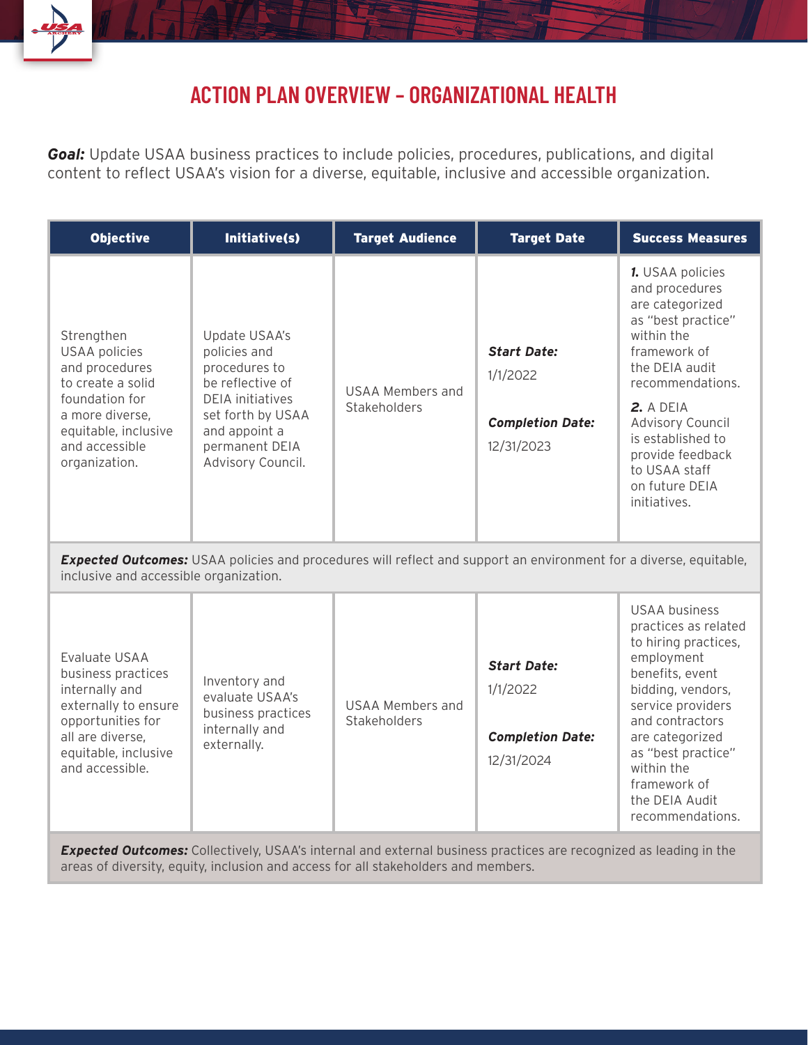# ACTION PLAN OVERVIEW – ORGANIZATIONAL HEALTH

***Goal:*** Update USAA business practices to include policies, procedures, publications, and digital content to reflect USAA's vision for a diverse, equitable, inclusive and accessible organization.

| Objective | Initiative(s) | Target Audience | Target Date | Success Measures |
|---|---|---|---|---|
| Strengthen USAA policies and procedures to create a solid foundation for a more diverse, equitable, inclusive and accessible organization. | Update USAA's policies and procedures to be reflective of DEIA initiatives set forth by USAA and appoint a permanent DEIA Advisory Council. | USAA Members and Stakeholders | ***Start Date:*** 1/1/2022 ***Completion Date:*** 12/31/2023 | ***1.*** USAA policies and procedures are categorized as "best practice" within the framework of the DEIA audit recommendations. ***2.*** A DEIA Advisory Council is established to provide feedback to USAA staff on future DEIA initiatives. |
| ***Expected Outcomes:*** USAA policies and procedures will reflect and support an environment for a diverse, equitable, inclusive and accessible organization. | | | | |
| Evaluate USAA business practices internally and externally to ensure opportunities for all are diverse, equitable, inclusive and accessible. | Inventory and evaluate USAA's business practices internally and externally. | USAA Members and Stakeholders | ***Start Date:*** 1/1/2022 ***Completion Date:*** 12/31/2024 | USAA business practices as related to hiring practices, employment benefits, event bidding, vendors, service providers and contractors are categorized as "best practice" within the framework of the DEIA Audit recommendations. |
| ***Expected Outcomes:*** Collectively, USAA's internal and external business practices are recognized as leading in the areas of diversity, equity, inclusion and access for all stakeholders and members. | | | | |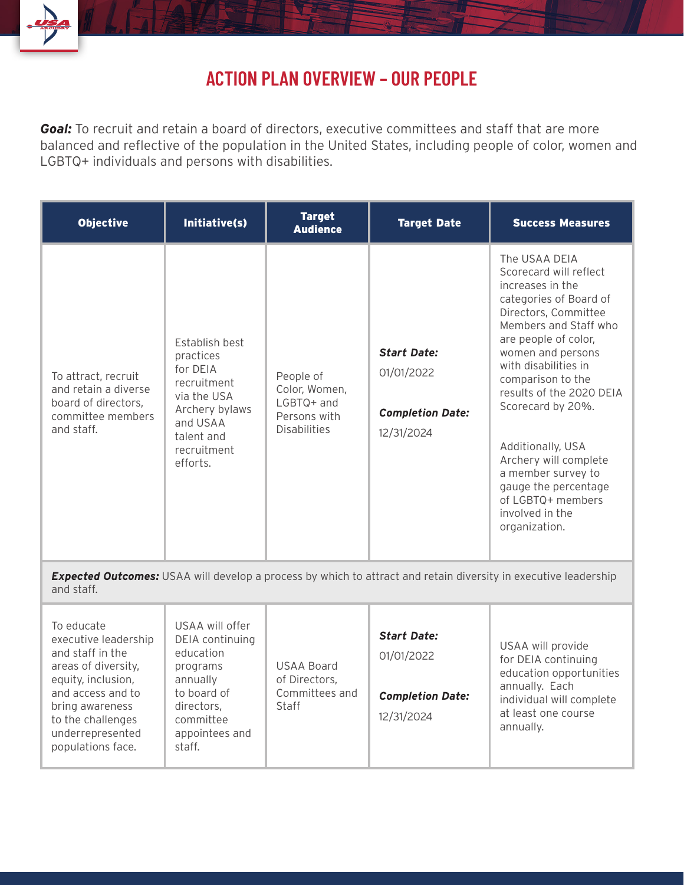# ACTION PLAN OVERVIEW – OUR PEOPLE

***Goal:*** To recruit and retain a board of directors, executive committees and staff that are more balanced and reflective of the population in the United States, including people of color, women and LGBTQ+ individuals and persons with disabilities.

| Objective | Initiative(s) | Target Audience | Target Date | Success Measures |
|---|---|---|---|---|
| To attract, recruit and retain a diverse board of directors, committee members and staff. | Establish best practices for DEIA recruitment via the USA Archery bylaws and USAA talent and recruitment efforts. | People of Color, Women, LGBTQ+ and Persons with Disabilities | ***Start Date:*** 01/01/2022<br><br>***Completion Date:*** 12/31/2024 | The USAA DEIA Scorecard will reflect increases in the categories of Board of Directors, Committee Members and Staff who are people of color, women and persons with disabilities in comparison to the results of the 2020 DEIA Scorecard by 20%.<br><br>Additionally, USA Archery will complete a member survey to gauge the percentage of LGBTQ+ members involved in the organization. |
| ***Expected Outcomes:*** USAA will develop a process by which to attract and retain diversity in executive leadership and staff. | | | | |
| To educate executive leadership and staff in the areas of diversity, equity, inclusion, and access and to bring awareness to the challenges underrepresented populations face. | USAA will offer DEIA continuing education programs annually to board of directors, committee appointees and staff. | USAA Board of Directors, Committees and Staff | ***Start Date:*** 01/01/2022<br><br>***Completion Date:*** 12/31/2024 | USAA will provide for DEIA continuing education opportunities annually. Each individual will complete at least one course annually. |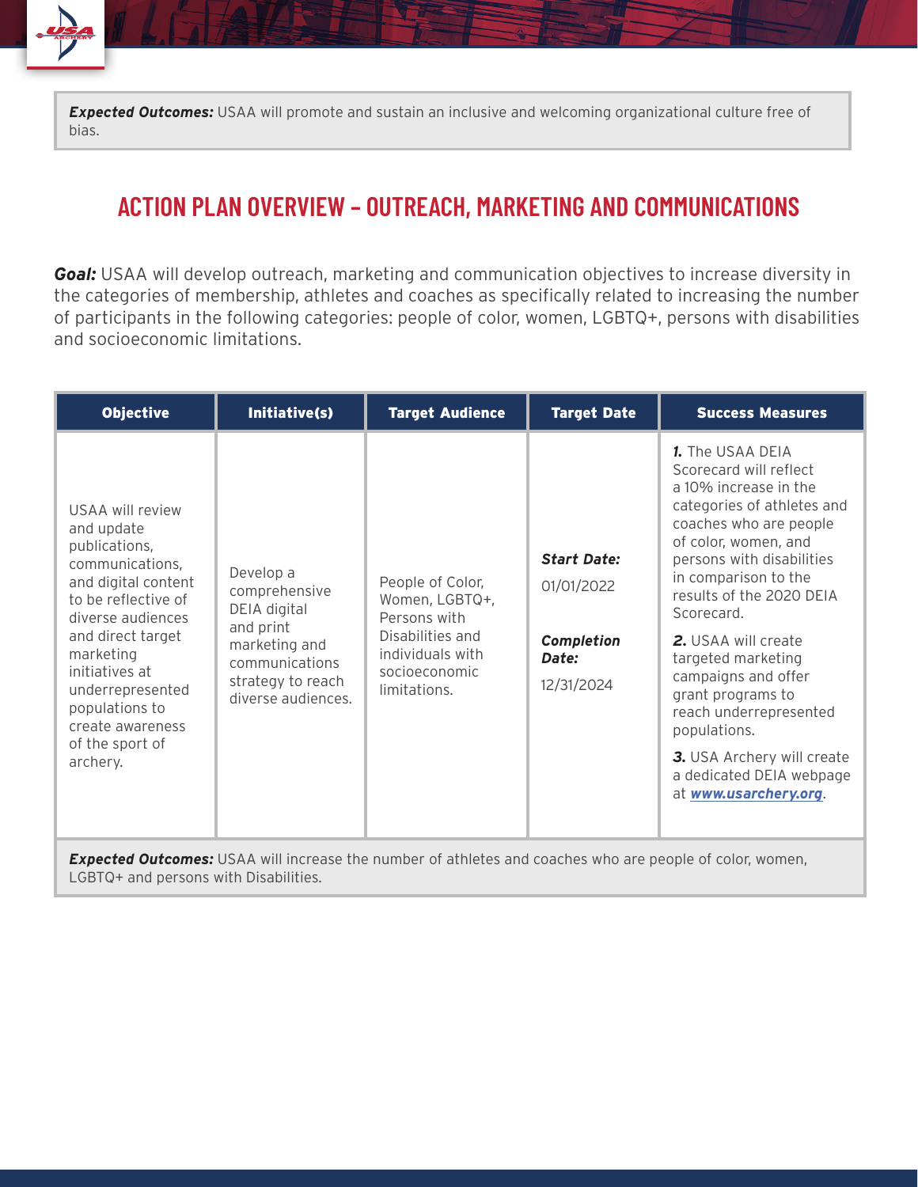***Expected Outcomes:*** USAA will promote and sustain an inclusive and welcoming organizational culture free of bias.

## ACTION PLAN OVERVIEW – OUTREACH, MARKETING AND COMMUNICATIONS

***Goal:*** USAA will develop outreach, marketing and communication objectives to increase diversity in the categories of membership, athletes and coaches as specifically related to increasing the number of participants in the following categories: people of color, women, LGBTQ+, persons with disabilities and socioeconomic limitations.

| Objective | Initiative(s) | Target Audience | Target Date | Success Measures |
|---|---|---|---|---|
| USAA will review and update publications, communications, and digital content to be reflective of diverse audiences and direct target marketing initiatives at underrepresented populations to create awareness of the sport of archery. | Develop a comprehensive DEIA digital and print marketing and communications strategy to reach diverse audiences. | People of Color, Women, LGBTQ+, Persons with Disabilities and individuals with socioeconomic limitations. | ***Start Date:*** 01/01/2022<br><br>***Completion Date:*** 12/31/2024 | ***1.*** The USAA DEIA Scorecard will reflect a 10% increase in the categories of athletes and coaches who are people of color, women, and persons with disabilities in comparison to the results of the 2020 DEIA Scorecard.<br><br>***2.*** USAA will create targeted marketing campaigns and offer grant programs to reach underrepresented populations.<br><br>***3.*** USA Archery will create a dedicated DEIA webpage at ***www.usarchery.org***. |

***Expected Outcomes:*** USAA will increase the number of athletes and coaches who are people of color, women, LGBTQ+ and persons with Disabilities.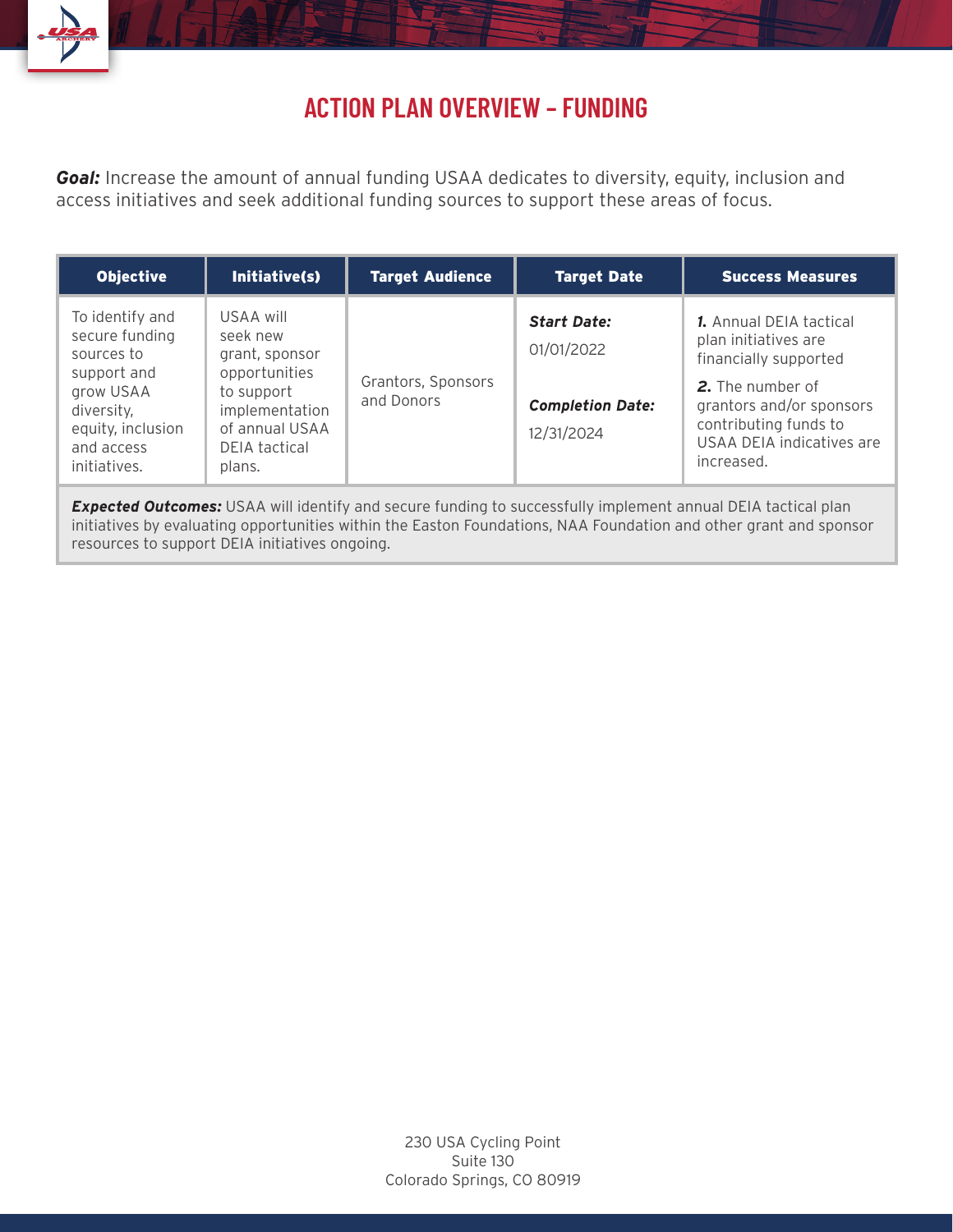# ACTION PLAN OVERVIEW – FUNDING

***Goal:*** Increase the amount of annual funding USAA dedicates to diversity, equity, inclusion and access initiatives and seek additional funding sources to support these areas of focus.

| Objective | Initiative(s) | Target Audience | Target Date | Success Measures |
|---|---|---|---|---|
| To identify and secure funding sources to support and grow USAA diversity, equity, inclusion and access initiatives. | USAA will seek new grant, sponsor opportunities to support implementation of annual USAA DEIA tactical plans. | Grantors, Sponsors and Donors | ***Start Date:*** 01/01/2022<br><br>***Completion Date:*** 12/31/2024 | ***1.*** Annual DEIA tactical plan initiatives are financially supported<br><br>***2.*** The number of grantors and/or sponsors contributing funds to USAA DEIA indicatives are increased. |
| ***Expected Outcomes:*** USAA will identify and secure funding to successfully implement annual DEIA tactical plan initiatives by evaluating opportunities within the Easton Foundations, NAA Foundation and other grant and sponsor resources to support DEIA initiatives ongoing. | | | | |

230 USA Cycling Point
Suite 130
Colorado Springs, CO 80919